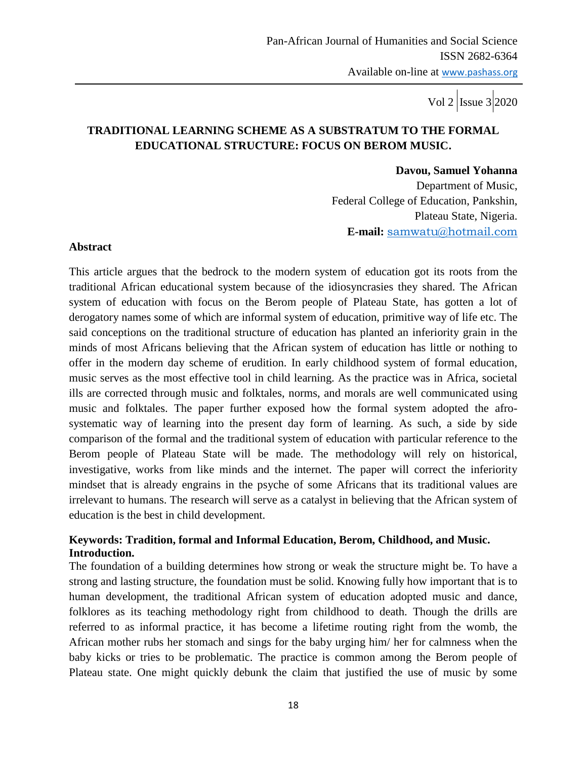# TRADITIONAL LEARNING SCHEME AS A SUBSTRATUM TO THE FORMAL EDUCATIONAL STRUCTURE: FOCUS ON BEROM MUSIC.

**Davou, Samuel Yohanna**
Department of Music,
Federal College of Education, Pankshin,
Plateau State, Nigeria.
**E-mail:** samwatu@hotmail.com

## Abstract

This article argues that the bedrock to the modern system of education got its roots from the traditional African educational system because of the idiosyncrasies they shared. The African system of education with focus on the Berom people of Plateau State, has gotten a lot of derogatory names some of which are informal system of education, primitive way of life etc. The said conceptions on the traditional structure of education has planted an inferiority grain in the minds of most Africans believing that the African system of education has little or nothing to offer in the modern day scheme of erudition. In early childhood system of formal education, music serves as the most effective tool in child learning. As the practice was in Africa, societal ills are corrected through music and folktales, norms, and morals are well communicated using music and folktales. The paper further exposed how the formal system adopted the afro-systematic way of learning into the present day form of learning. As such, a side by side comparison of the formal and the traditional system of education with particular reference to the Berom people of Plateau State will be made. The methodology will rely on historical, investigative, works from like minds and the internet. The paper will correct the inferiority mindset that is already engrains in the psyche of some Africans that its traditional values are irrelevant to humans. The research will serve as a catalyst in believing that the African system of education is the best in child development.

**Keywords: Tradition, formal and Informal Education, Berom, Childhood, and Music.**

## Introduction.

The foundation of a building determines how strong or weak the structure might be. To have a strong and lasting structure, the foundation must be solid. Knowing fully how important that is to human development, the traditional African system of education adopted music and dance, folklores as its teaching methodology right from childhood to death. Though the drills are referred to as informal practice, it has become a lifetime routing right from the womb, the African mother rubs her stomach and sings for the baby urging him/ her for calmness when the baby kicks or tries to be problematic. The practice is common among the Berom people of Plateau state. One might quickly debunk the claim that justified the use of music by some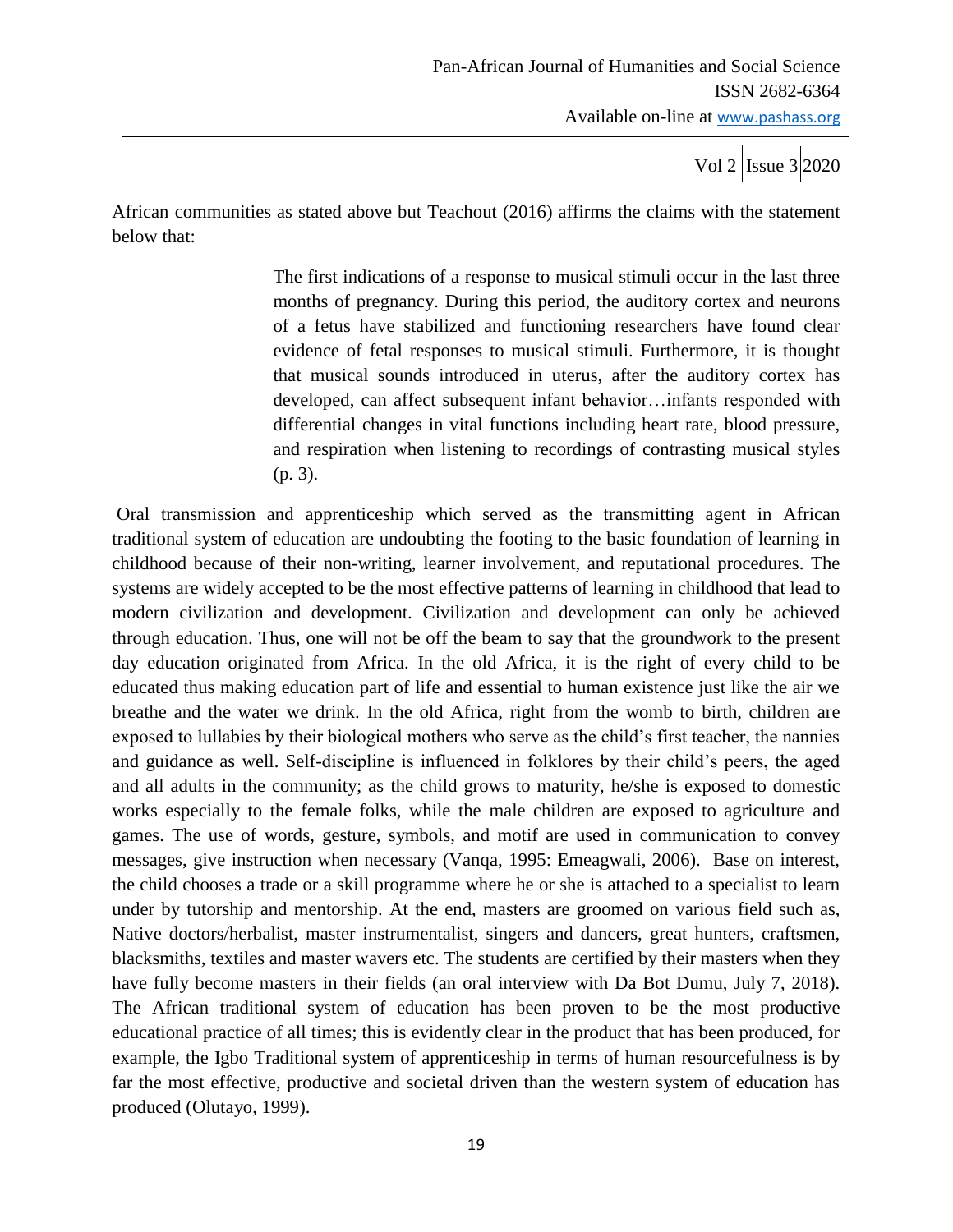African communities as stated above but Teachout (2016) affirms the claims with the statement below that:

> The first indications of a response to musical stimuli occur in the last three months of pregnancy. During this period, the auditory cortex and neurons of a fetus have stabilized and functioning researchers have found clear evidence of fetal responses to musical stimuli. Furthermore, it is thought that musical sounds introduced in uterus, after the auditory cortex has developed, can affect subsequent infant behavior…infants responded with differential changes in vital functions including heart rate, blood pressure, and respiration when listening to recordings of contrasting musical styles (p. 3).

Oral transmission and apprenticeship which served as the transmitting agent in African traditional system of education are undoubting the footing to the basic foundation of learning in childhood because of their non-writing, learner involvement, and reputational procedures. The systems are widely accepted to be the most effective patterns of learning in childhood that lead to modern civilization and development. Civilization and development can only be achieved through education. Thus, one will not be off the beam to say that the groundwork to the present day education originated from Africa. In the old Africa, it is the right of every child to be educated thus making education part of life and essential to human existence just like the air we breathe and the water we drink. In the old Africa, right from the womb to birth, children are exposed to lullabies by their biological mothers who serve as the child's first teacher, the nannies and guidance as well. Self-discipline is influenced in folklores by their child's peers, the aged and all adults in the community; as the child grows to maturity, he/she is exposed to domestic works especially to the female folks, while the male children are exposed to agriculture and games. The use of words, gesture, symbols, and motif are used in communication to convey messages, give instruction when necessary (Vanqa, 1995: Emeagwali, 2006). Base on interest, the child chooses a trade or a skill programme where he or she is attached to a specialist to learn under by tutorship and mentorship. At the end, masters are groomed on various field such as, Native doctors/herbalist, master instrumentalist, singers and dancers, great hunters, craftsmen, blacksmiths, textiles and master wavers etc. The students are certified by their masters when they have fully become masters in their fields (an oral interview with Da Bot Dumu, July 7, 2018). The African traditional system of education has been proven to be the most productive educational practice of all times; this is evidently clear in the product that has been produced, for example, the Igbo Traditional system of apprenticeship in terms of human resourcefulness is by far the most effective, productive and societal driven than the western system of education has produced (Olutayo, 1999).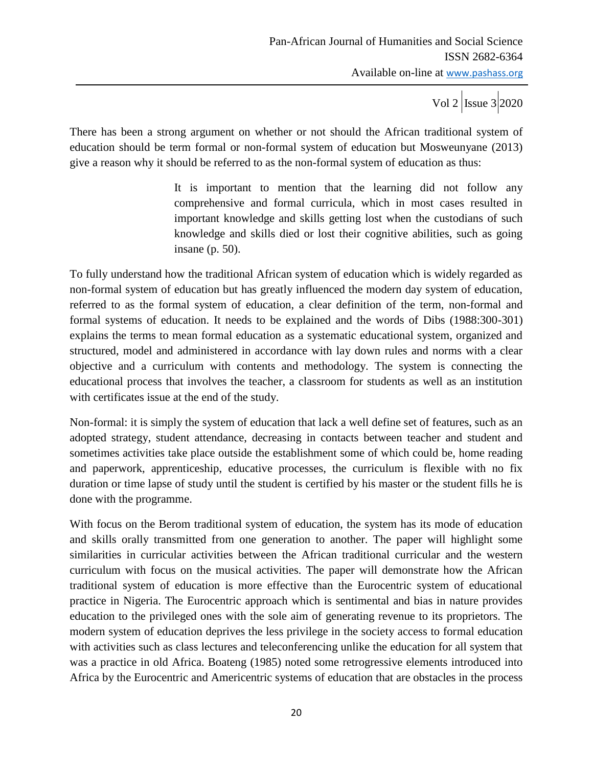There has been a strong argument on whether or not should the African traditional system of education should be term formal or non-formal system of education but Mosweunyane (2013) give a reason why it should be referred to as the non-formal system of education as thus:

> It is important to mention that the learning did not follow any comprehensive and formal curricula, which in most cases resulted in important knowledge and skills getting lost when the custodians of such knowledge and skills died or lost their cognitive abilities, such as going insane (p. 50).

To fully understand how the traditional African system of education which is widely regarded as non-formal system of education but has greatly influenced the modern day system of education, referred to as the formal system of education, a clear definition of the term, non-formal and formal systems of education. It needs to be explained and the words of Dibs (1988:300-301) explains the terms to mean formal education as a systematic educational system, organized and structured, model and administered in accordance with lay down rules and norms with a clear objective and a curriculum with contents and methodology. The system is connecting the educational process that involves the teacher, a classroom for students as well as an institution with certificates issue at the end of the study.

Non-formal: it is simply the system of education that lack a well define set of features, such as an adopted strategy, student attendance, decreasing in contacts between teacher and student and sometimes activities take place outside the establishment some of which could be, home reading and paperwork, apprenticeship, educative processes, the curriculum is flexible with no fix duration or time lapse of study until the student is certified by his master or the student fills he is done with the programme.

With focus on the Berom traditional system of education, the system has its mode of education and skills orally transmitted from one generation to another. The paper will highlight some similarities in curricular activities between the African traditional curricular and the western curriculum with focus on the musical activities. The paper will demonstrate how the African traditional system of education is more effective than the Eurocentric system of educational practice in Nigeria. The Eurocentric approach which is sentimental and bias in nature provides education to the privileged ones with the sole aim of generating revenue to its proprietors. The modern system of education deprives the less privilege in the society access to formal education with activities such as class lectures and teleconferencing unlike the education for all system that was a practice in old Africa. Boateng (1985) noted some retrogressive elements introduced into Africa by the Eurocentric and Americentric systems of education that are obstacles in the process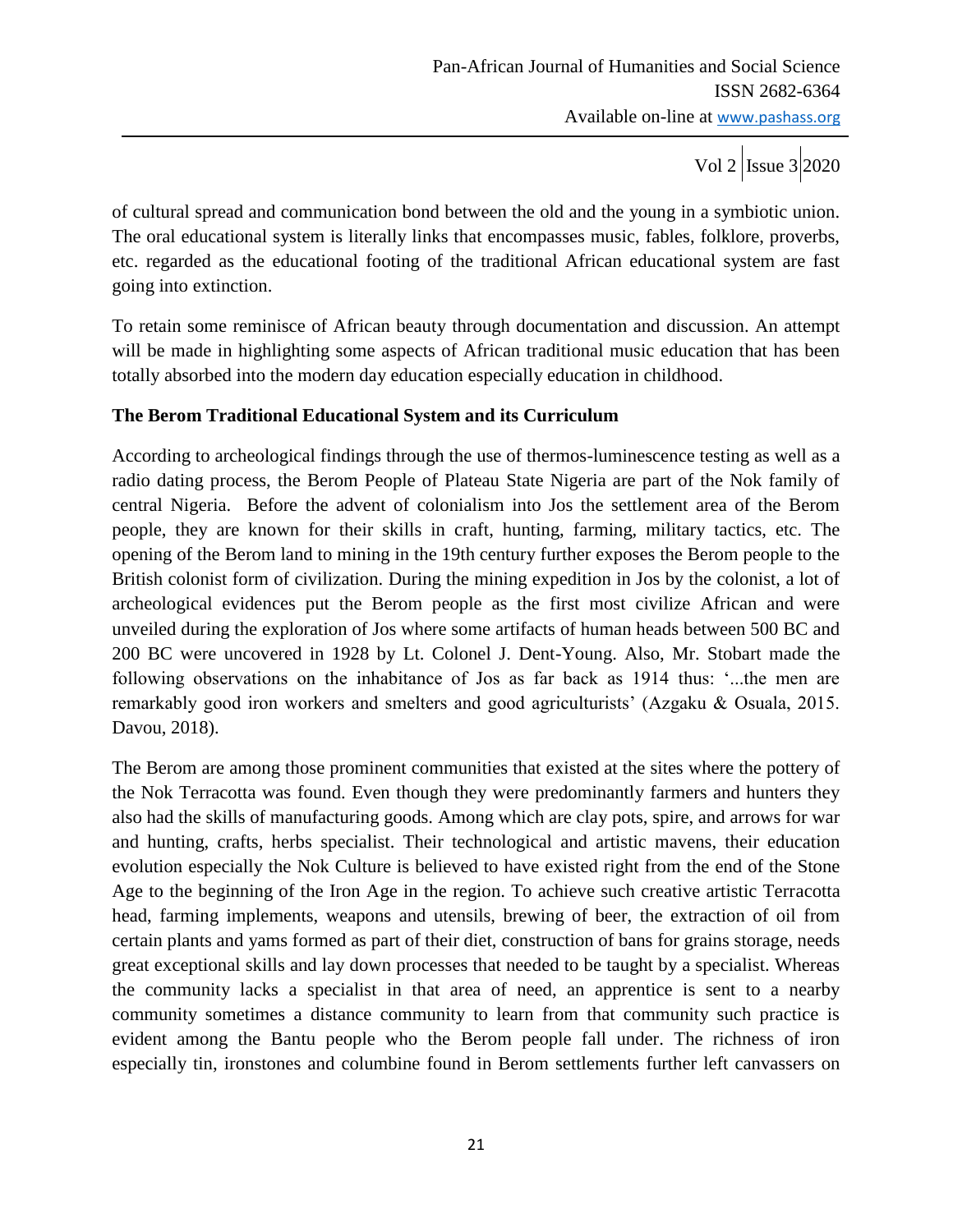of cultural spread and communication bond between the old and the young in a symbiotic union. The oral educational system is literally links that encompasses music, fables, folklore, proverbs, etc. regarded as the educational footing of the traditional African educational system are fast going into extinction.

To retain some reminisce of African beauty through documentation and discussion. An attempt will be made in highlighting some aspects of African traditional music education that has been totally absorbed into the modern day education especially education in childhood.

**The Berom Traditional Educational System and its Curriculum**

According to archeological findings through the use of thermos-luminescence testing as well as a radio dating process, the Berom People of Plateau State Nigeria are part of the Nok family of central Nigeria. Before the advent of colonialism into Jos the settlement area of the Berom people, they are known for their skills in craft, hunting, farming, military tactics, etc. The opening of the Berom land to mining in the 19th century further exposes the Berom people to the British colonist form of civilization. During the mining expedition in Jos by the colonist, a lot of archeological evidences put the Berom people as the first most civilize African and were unveiled during the exploration of Jos where some artifacts of human heads between 500 BC and 200 BC were uncovered in 1928 by Lt. Colonel J. Dent-Young. Also, Mr. Stobart made the following observations on the inhabitance of Jos as far back as 1914 thus: '...the men are remarkably good iron workers and smelters and good agriculturists' (Azgaku & Osuala, 2015. Davou, 2018).

The Berom are among those prominent communities that existed at the sites where the pottery of the Nok Terracotta was found. Even though they were predominantly farmers and hunters they also had the skills of manufacturing goods. Among which are clay pots, spire, and arrows for war and hunting, crafts, herbs specialist. Their technological and artistic mavens, their education evolution especially the Nok Culture is believed to have existed right from the end of the Stone Age to the beginning of the Iron Age in the region. To achieve such creative artistic Terracotta head, farming implements, weapons and utensils, brewing of beer, the extraction of oil from certain plants and yams formed as part of their diet, construction of bans for grains storage, needs great exceptional skills and lay down processes that needed to be taught by a specialist. Whereas the community lacks a specialist in that area of need, an apprentice is sent to a nearby community sometimes a distance community to learn from that community such practice is evident among the Bantu people who the Berom people fall under. The richness of iron especially tin, ironstones and columbine found in Berom settlements further left canvassers on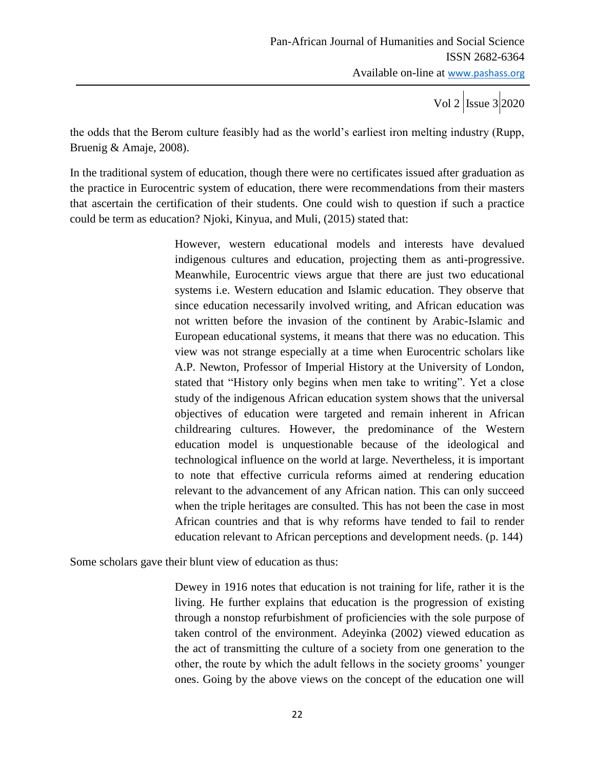the odds that the Berom culture feasibly had as the world's earliest iron melting industry (Rupp, Bruenig & Amaje, 2008).

In the traditional system of education, though there were no certificates issued after graduation as the practice in Eurocentric system of education, there were recommendations from their masters that ascertain the certification of their students. One could wish to question if such a practice could be term as education? Njoki, Kinyua, and Muli, (2015) stated that:

> However, western educational models and interests have devalued indigenous cultures and education, projecting them as anti-progressive. Meanwhile, Eurocentric views argue that there are just two educational systems i.e. Western education and Islamic education. They observe that since education necessarily involved writing, and African education was not written before the invasion of the continent by Arabic-Islamic and European educational systems, it means that there was no education. This view was not strange especially at a time when Eurocentric scholars like A.P. Newton, Professor of Imperial History at the University of London, stated that "History only begins when men take to writing". Yet a close study of the indigenous African education system shows that the universal objectives of education were targeted and remain inherent in African childrearing cultures. However, the predominance of the Western education model is unquestionable because of the ideological and technological influence on the world at large. Nevertheless, it is important to note that effective curricula reforms aimed at rendering education relevant to the advancement of any African nation. This can only succeed when the triple heritages are consulted. This has not been the case in most African countries and that is why reforms have tended to fail to render education relevant to African perceptions and development needs. (p. 144)

Some scholars gave their blunt view of education as thus:

> Dewey in 1916 notes that education is not training for life, rather it is the living. He further explains that education is the progression of existing through a nonstop refurbishment of proficiencies with the sole purpose of taken control of the environment. Adeyinka (2002) viewed education as the act of transmitting the culture of a society from one generation to the other, the route by which the adult fellows in the society grooms' younger ones. Going by the above views on the concept of the education one will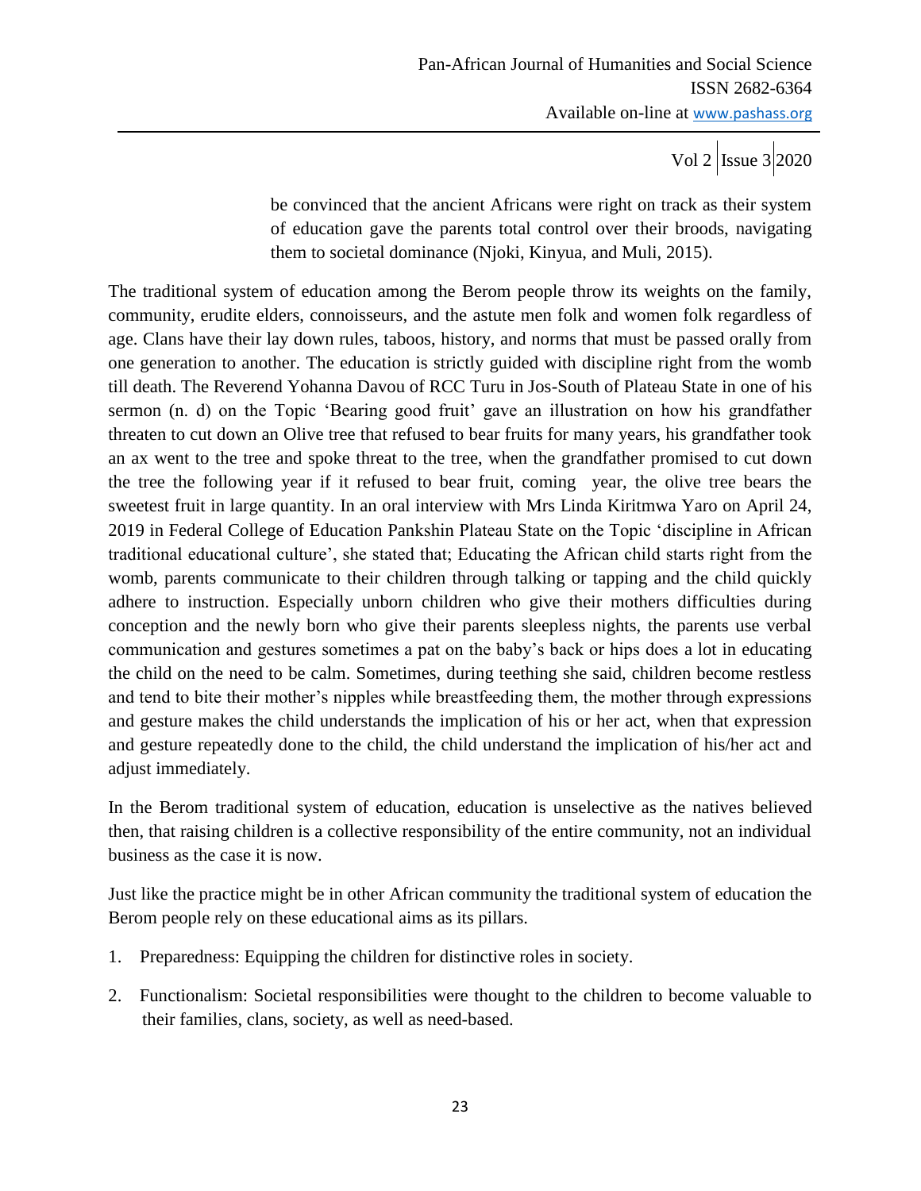> be convinced that the ancient Africans were right on track as their system of education gave the parents total control over their broods, navigating them to societal dominance (Njoki, Kinyua, and Muli, 2015).

The traditional system of education among the Berom people throw its weights on the family, community, erudite elders, connoisseurs, and the astute men folk and women folk regardless of age. Clans have their lay down rules, taboos, history, and norms that must be passed orally from one generation to another. The education is strictly guided with discipline right from the womb till death. The Reverend Yohanna Davou of RCC Turu in Jos-South of Plateau State in one of his sermon (n. d) on the Topic 'Bearing good fruit' gave an illustration on how his grandfather threaten to cut down an Olive tree that refused to bear fruits for many years, his grandfather took an ax went to the tree and spoke threat to the tree, when the grandfather promised to cut down the tree the following year if it refused to bear fruit, coming year, the olive tree bears the sweetest fruit in large quantity. In an oral interview with Mrs Linda Kiritmwa Yaro on April 24, 2019 in Federal College of Education Pankshin Plateau State on the Topic 'discipline in African traditional educational culture', she stated that; Educating the African child starts right from the womb, parents communicate to their children through talking or tapping and the child quickly adhere to instruction. Especially unborn children who give their mothers difficulties during conception and the newly born who give their parents sleepless nights, the parents use verbal communication and gestures sometimes a pat on the baby's back or hips does a lot in educating the child on the need to be calm. Sometimes, during teething she said, children become restless and tend to bite their mother's nipples while breastfeeding them, the mother through expressions and gesture makes the child understands the implication of his or her act, when that expression and gesture repeatedly done to the child, the child understand the implication of his/her act and adjust immediately.

In the Berom traditional system of education, education is unselective as the natives believed then, that raising children is a collective responsibility of the entire community, not an individual business as the case it is now.

Just like the practice might be in other African community the traditional system of education the Berom people rely on these educational aims as its pillars.

1. Preparedness: Equipping the children for distinctive roles in society.
2. Functionalism: Societal responsibilities were thought to the children to become valuable to their families, clans, society, as well as need-based.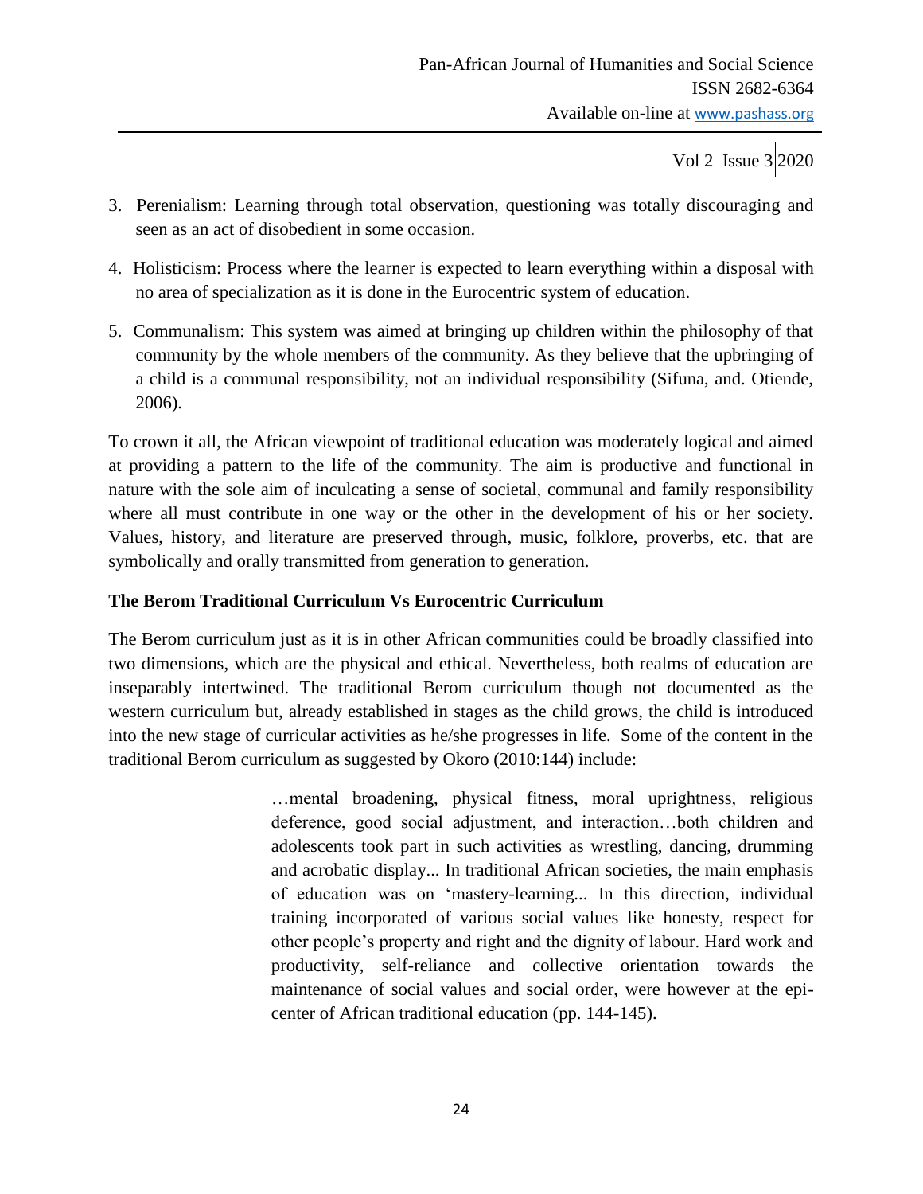3. Perenialism: Learning through total observation, questioning was totally discouraging and seen as an act of disobedient in some occasion.

4. Holisticism: Process where the learner is expected to learn everything within a disposal with no area of specialization as it is done in the Eurocentric system of education.

5. Communalism: This system was aimed at bringing up children within the philosophy of that community by the whole members of the community. As they believe that the upbringing of a child is a communal responsibility, not an individual responsibility (Sifuna, and. Otiende, 2006).

To crown it all, the African viewpoint of traditional education was moderately logical and aimed at providing a pattern to the life of the community. The aim is productive and functional in nature with the sole aim of inculcating a sense of societal, communal and family responsibility where all must contribute in one way or the other in the development of his or her society. Values, history, and literature are preserved through, music, folklore, proverbs, etc. that are symbolically and orally transmitted from generation to generation.

**The Berom Traditional Curriculum Vs Eurocentric Curriculum**

The Berom curriculum just as it is in other African communities could be broadly classified into two dimensions, which are the physical and ethical. Nevertheless, both realms of education are inseparably intertwined. The traditional Berom curriculum though not documented as the western curriculum but, already established in stages as the child grows, the child is introduced into the new stage of curricular activities as he/she progresses in life. Some of the content in the traditional Berom curriculum as suggested by Okoro (2010:144) include:

> …mental broadening, physical fitness, moral uprightness, religious deference, good social adjustment, and interaction…both children and adolescents took part in such activities as wrestling, dancing, drumming and acrobatic display... In traditional African societies, the main emphasis of education was on 'mastery-learning... In this direction, individual training incorporated of various social values like honesty, respect for other people's property and right and the dignity of labour. Hard work and productivity, self-reliance and collective orientation towards the maintenance of social values and social order, were however at the epi-center of African traditional education (pp. 144-145).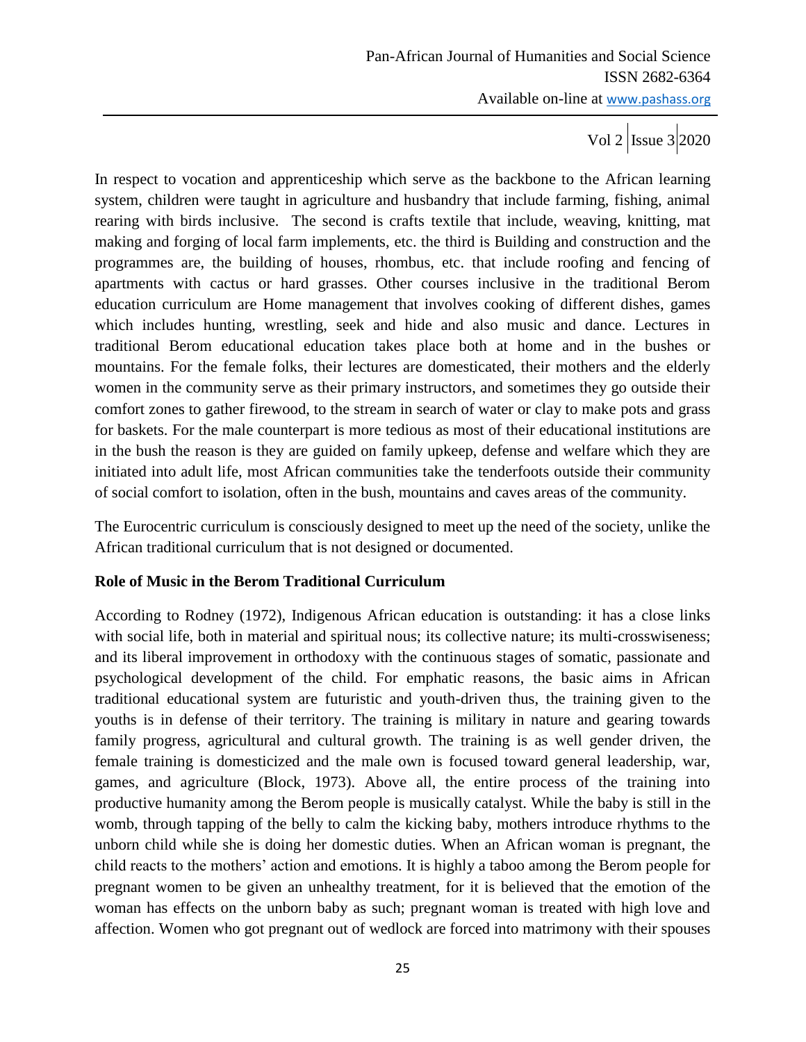In respect to vocation and apprenticeship which serve as the backbone to the African learning system, children were taught in agriculture and husbandry that include farming, fishing, animal rearing with birds inclusive. The second is crafts textile that include, weaving, knitting, mat making and forging of local farm implements, etc. the third is Building and construction and the programmes are, the building of houses, rhombus, etc. that include roofing and fencing of apartments with cactus or hard grasses. Other courses inclusive in the traditional Berom education curriculum are Home management that involves cooking of different dishes, games which includes hunting, wrestling, seek and hide and also music and dance. Lectures in traditional Berom educational education takes place both at home and in the bushes or mountains. For the female folks, their lectures are domesticated, their mothers and the elderly women in the community serve as their primary instructors, and sometimes they go outside their comfort zones to gather firewood, to the stream in search of water or clay to make pots and grass for baskets. For the male counterpart is more tedious as most of their educational institutions are in the bush the reason is they are guided on family upkeep, defense and welfare which they are initiated into adult life, most African communities take the tenderfoots outside their community of social comfort to isolation, often in the bush, mountains and caves areas of the community.

The Eurocentric curriculum is consciously designed to meet up the need of the society, unlike the African traditional curriculum that is not designed or documented.

## Role of Music in the Berom Traditional Curriculum

According to Rodney (1972), Indigenous African education is outstanding: it has a close links with social life, both in material and spiritual nous; its collective nature; its multi-crosswiseness; and its liberal improvement in orthodoxy with the continuous stages of somatic, passionate and psychological development of the child. For emphatic reasons, the basic aims in African traditional educational system are futuristic and youth-driven thus, the training given to the youths is in defense of their territory. The training is military in nature and gearing towards family progress, agricultural and cultural growth. The training is as well gender driven, the female training is domesticized and the male own is focused toward general leadership, war, games, and agriculture (Block, 1973). Above all, the entire process of the training into productive humanity among the Berom people is musically catalyst. While the baby is still in the womb, through tapping of the belly to calm the kicking baby, mothers introduce rhythms to the unborn child while she is doing her domestic duties. When an African woman is pregnant, the child reacts to the mothers' action and emotions. It is highly a taboo among the Berom people for pregnant women to be given an unhealthy treatment, for it is believed that the emotion of the woman has effects on the unborn baby as such; pregnant woman is treated with high love and affection. Women who got pregnant out of wedlock are forced into matrimony with their spouses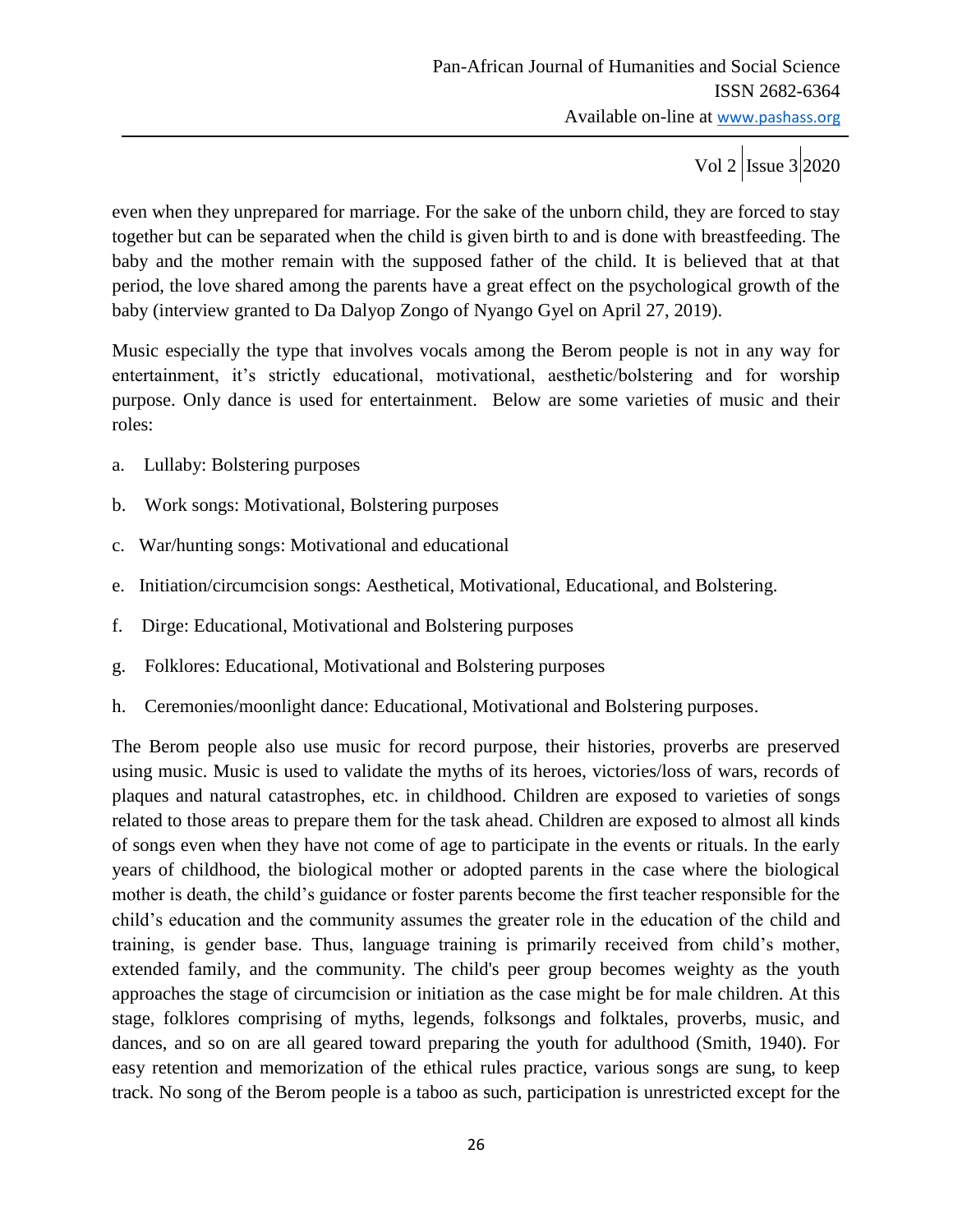even when they unprepared for marriage. For the sake of the unborn child, they are forced to stay together but can be separated when the child is given birth to and is done with breastfeeding. The baby and the mother remain with the supposed father of the child. It is believed that at that period, the love shared among the parents have a great effect on the psychological growth of the baby (interview granted to Da Dalyop Zongo of Nyango Gyel on April 27, 2019).

Music especially the type that involves vocals among the Berom people is not in any way for entertainment, it's strictly educational, motivational, aesthetic/bolstering and for worship purpose. Only dance is used for entertainment. Below are some varieties of music and their roles:

a. Lullaby: Bolstering purposes

b. Work songs: Motivational, Bolstering purposes

c. War/hunting songs: Motivational and educational

e. Initiation/circumcision songs: Aesthetical, Motivational, Educational, and Bolstering.

f. Dirge: Educational, Motivational and Bolstering purposes

g. Folklores: Educational, Motivational and Bolstering purposes

h. Ceremonies/moonlight dance: Educational, Motivational and Bolstering purposes.

The Berom people also use music for record purpose, their histories, proverbs are preserved using music. Music is used to validate the myths of its heroes, victories/loss of wars, records of plaques and natural catastrophes, etc. in childhood. Children are exposed to varieties of songs related to those areas to prepare them for the task ahead. Children are exposed to almost all kinds of songs even when they have not come of age to participate in the events or rituals. In the early years of childhood, the biological mother or adopted parents in the case where the biological mother is death, the child's guidance or foster parents become the first teacher responsible for the child's education and the community assumes the greater role in the education of the child and training, is gender base. Thus, language training is primarily received from child's mother, extended family, and the community. The child's peer group becomes weighty as the youth approaches the stage of circumcision or initiation as the case might be for male children. At this stage, folklores comprising of myths, legends, folksongs and folktales, proverbs, music, and dances, and so on are all geared toward preparing the youth for adulthood (Smith, 1940). For easy retention and memorization of the ethical rules practice, various songs are sung, to keep track. No song of the Berom people is a taboo as such, participation is unrestricted except for the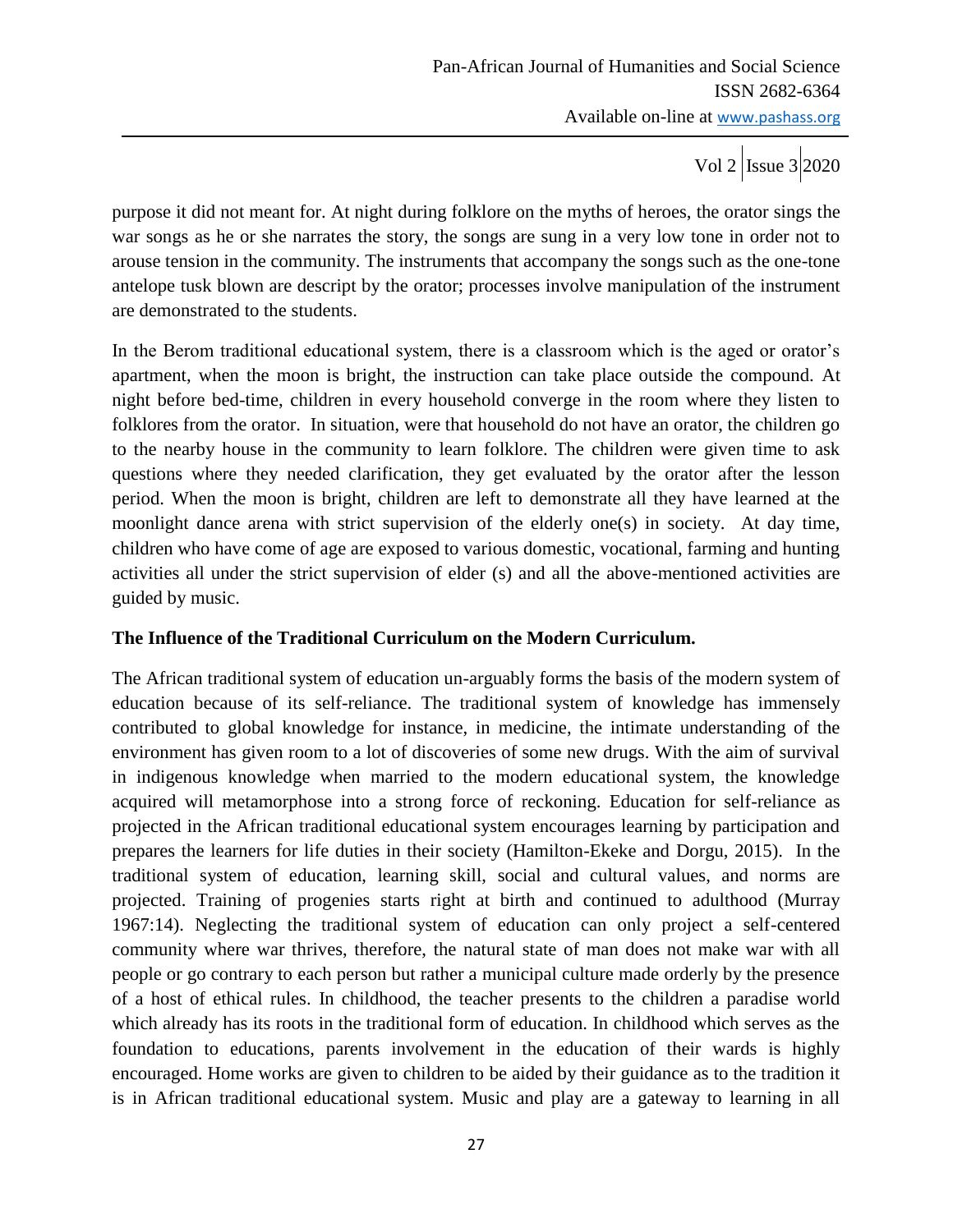purpose it did not meant for. At night during folklore on the myths of heroes, the orator sings the war songs as he or she narrates the story, the songs are sung in a very low tone in order not to arouse tension in the community. The instruments that accompany the songs such as the one-tone antelope tusk blown are descript by the orator; processes involve manipulation of the instrument are demonstrated to the students.

In the Berom traditional educational system, there is a classroom which is the aged or orator's apartment, when the moon is bright, the instruction can take place outside the compound. At night before bed-time, children in every household converge in the room where they listen to folklores from the orator. In situation, were that household do not have an orator, the children go to the nearby house in the community to learn folklore. The children were given time to ask questions where they needed clarification, they get evaluated by the orator after the lesson period. When the moon is bright, children are left to demonstrate all they have learned at the moonlight dance arena with strict supervision of the elderly one(s) in society. At day time, children who have come of age are exposed to various domestic, vocational, farming and hunting activities all under the strict supervision of elder (s) and all the above-mentioned activities are guided by music.

**The Influence of the Traditional Curriculum on the Modern Curriculum.**

The African traditional system of education un-arguably forms the basis of the modern system of education because of its self-reliance. The traditional system of knowledge has immensely contributed to global knowledge for instance, in medicine, the intimate understanding of the environment has given room to a lot of discoveries of some new drugs. With the aim of survival in indigenous knowledge when married to the modern educational system, the knowledge acquired will metamorphose into a strong force of reckoning. Education for self-reliance as projected in the African traditional educational system encourages learning by participation and prepares the learners for life duties in their society (Hamilton-Ekeke and Dorgu, 2015). In the traditional system of education, learning skill, social and cultural values, and norms are projected. Training of progenies starts right at birth and continued to adulthood (Murray 1967:14). Neglecting the traditional system of education can only project a self-centered community where war thrives, therefore, the natural state of man does not make war with all people or go contrary to each person but rather a municipal culture made orderly by the presence of a host of ethical rules. In childhood, the teacher presents to the children a paradise world which already has its roots in the traditional form of education. In childhood which serves as the foundation to educations, parents involvement in the education of their wards is highly encouraged. Home works are given to children to be aided by their guidance as to the tradition it is in African traditional educational system. Music and play are a gateway to learning in all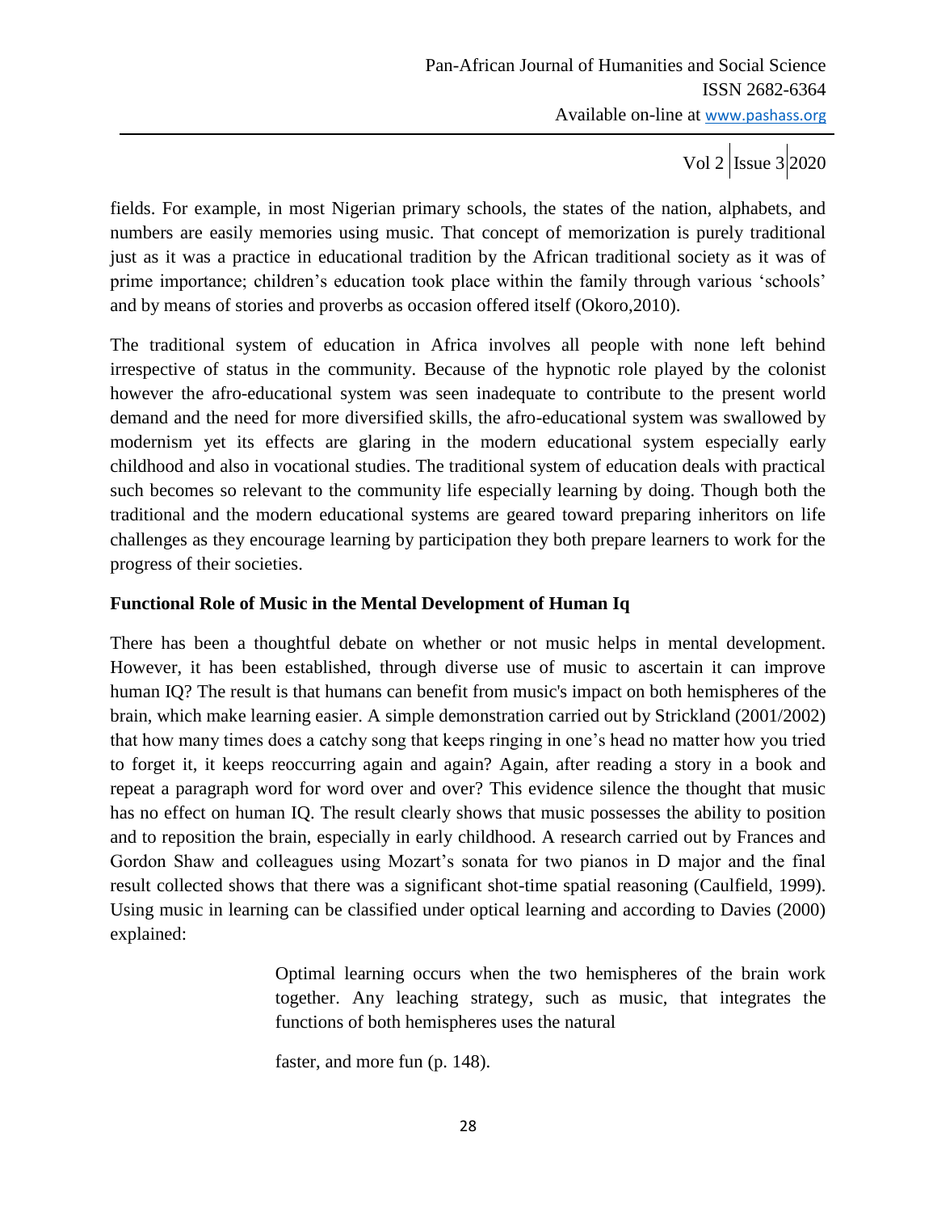fields. For example, in most Nigerian primary schools, the states of the nation, alphabets, and numbers are easily memories using music. That concept of memorization is purely traditional just as it was a practice in educational tradition by the African traditional society as it was of prime importance; children's education took place within the family through various 'schools' and by means of stories and proverbs as occasion offered itself (Okoro,2010).

The traditional system of education in Africa involves all people with none left behind irrespective of status in the community. Because of the hypnotic role played by the colonist however the afro-educational system was seen inadequate to contribute to the present world demand and the need for more diversified skills, the afro-educational system was swallowed by modernism yet its effects are glaring in the modern educational system especially early childhood and also in vocational studies. The traditional system of education deals with practical such becomes so relevant to the community life especially learning by doing. Though both the traditional and the modern educational systems are geared toward preparing inheritors on life challenges as they encourage learning by participation they both prepare learners to work for the progress of their societies.

**Functional Role of Music in the Mental Development of Human Iq**

There has been a thoughtful debate on whether or not music helps in mental development. However, it has been established, through diverse use of music to ascertain it can improve human IQ? The result is that humans can benefit from music's impact on both hemispheres of the brain, which make learning easier. A simple demonstration carried out by Strickland (2001/2002) that how many times does a catchy song that keeps ringing in one's head no matter how you tried to forget it, it keeps reoccurring again and again? Again, after reading a story in a book and repeat a paragraph word for word over and over? This evidence silence the thought that music has no effect on human IQ. The result clearly shows that music possesses the ability to position and to reposition the brain, especially in early childhood. A research carried out by Frances and Gordon Shaw and colleagues using Mozart's sonata for two pianos in D major and the final result collected shows that there was a significant shot-time spatial reasoning (Caulfield, 1999). Using music in learning can be classified under optical learning and according to Davies (2000) explained:

> Optimal learning occurs when the two hemispheres of the brain work together. Any leaching strategy, such as music, that integrates the functions of both hemispheres uses the natural
>
> faster, and more fun (p. 148).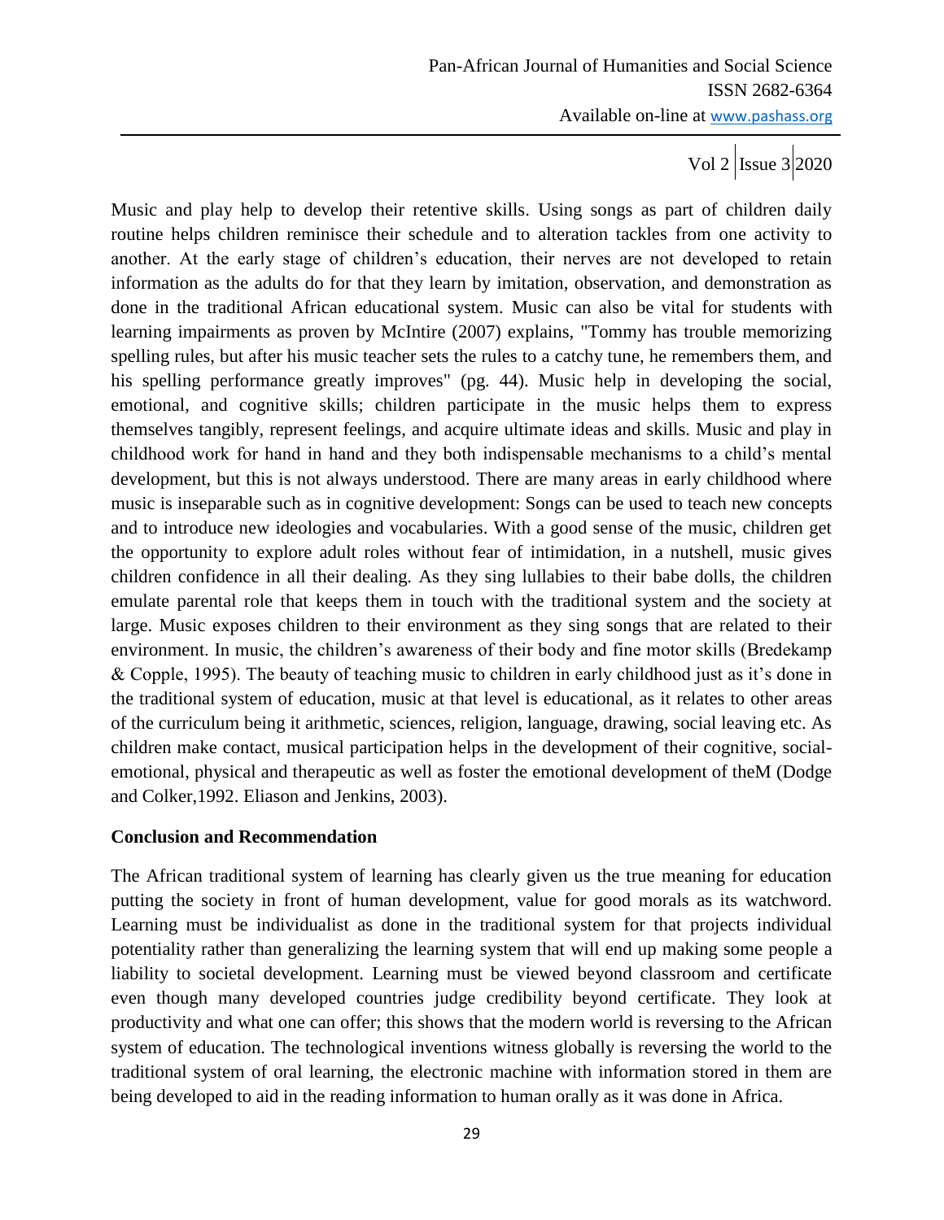Music and play help to develop their retentive skills. Using songs as part of children daily routine helps children reminisce their schedule and to alteration tackles from one activity to another. At the early stage of children's education, their nerves are not developed to retain information as the adults do for that they learn by imitation, observation, and demonstration as done in the traditional African educational system. Music can also be vital for students with learning impairments as proven by McIntire (2007) explains, "Tommy has trouble memorizing spelling rules, but after his music teacher sets the rules to a catchy tune, he remembers them, and his spelling performance greatly improves" (pg. 44). Music help in developing the social, emotional, and cognitive skills; children participate in the music helps them to express themselves tangibly, represent feelings, and acquire ultimate ideas and skills. Music and play in childhood work for hand in hand and they both indispensable mechanisms to a child's mental development, but this is not always understood. There are many areas in early childhood where music is inseparable such as in cognitive development: Songs can be used to teach new concepts and to introduce new ideologies and vocabularies. With a good sense of the music, children get the opportunity to explore adult roles without fear of intimidation, in a nutshell, music gives children confidence in all their dealing. As they sing lullabies to their babe dolls, the children emulate parental role that keeps them in touch with the traditional system and the society at large. Music exposes children to their environment as they sing songs that are related to their environment. In music, the children's awareness of their body and fine motor skills (Bredekamp & Copple, 1995). The beauty of teaching music to children in early childhood just as it's done in the traditional system of education, music at that level is educational, as it relates to other areas of the curriculum being it arithmetic, sciences, religion, language, drawing, social leaving etc. As children make contact, musical participation helps in the development of their cognitive, social-emotional, physical and therapeutic as well as foster the emotional development of theM (Dodge and Colker,1992. Eliason and Jenkins, 2003).

**Conclusion and Recommendation**

The African traditional system of learning has clearly given us the true meaning for education putting the society in front of human development, value for good morals as its watchword. Learning must be individualist as done in the traditional system for that projects individual potentiality rather than generalizing the learning system that will end up making some people a liability to societal development. Learning must be viewed beyond classroom and certificate even though many developed countries judge credibility beyond certificate. They look at productivity and what one can offer; this shows that the modern world is reversing to the African system of education. The technological inventions witness globally is reversing the world to the traditional system of oral learning, the electronic machine with information stored in them are being developed to aid in the reading information to human orally as it was done in Africa.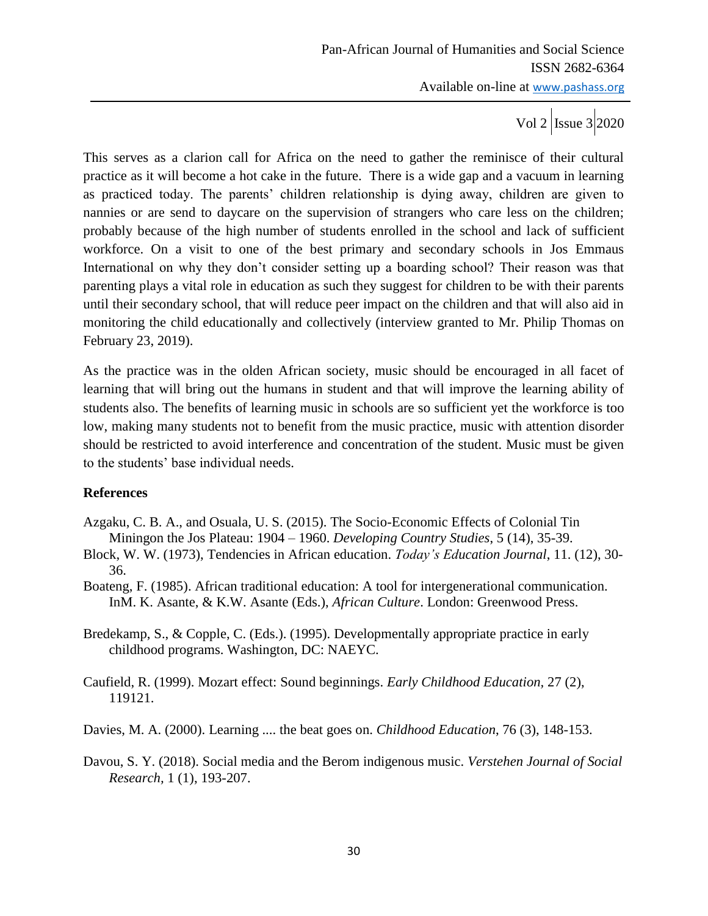This serves as a clarion call for Africa on the need to gather the reminisce of their cultural practice as it will become a hot cake in the future. There is a wide gap and a vacuum in learning as practiced today. The parents' children relationship is dying away, children are given to nannies or are send to daycare on the supervision of strangers who care less on the children; probably because of the high number of students enrolled in the school and lack of sufficient workforce. On a visit to one of the best primary and secondary schools in Jos Emmaus International on why they don't consider setting up a boarding school? Their reason was that parenting plays a vital role in education as such they suggest for children to be with their parents until their secondary school, that will reduce peer impact on the children and that will also aid in monitoring the child educationally and collectively (interview granted to Mr. Philip Thomas on February 23, 2019).

As the practice was in the olden African society, music should be encouraged in all facet of learning that will bring out the humans in student and that will improve the learning ability of students also. The benefits of learning music in schools are so sufficient yet the workforce is too low, making many students not to benefit from the music practice, music with attention disorder should be restricted to avoid interference and concentration of the student. Music must be given to the students' base individual needs.

## References

Azgaku, C. B. A., and Osuala, U. S. (2015). The Socio-Economic Effects of Colonial Tin Miningon the Jos Plateau: 1904 – 1960. *Developing Country Studies*, 5 (14), 35-39.

Block, W. W. (1973), Tendencies in African education. *Today's Education Journal*, 11. (12), 30-36.

Boateng, F. (1985). African traditional education: A tool for intergenerational communication. InM. K. Asante, & K.W. Asante (Eds.), *African Culture*. London: Greenwood Press.

Bredekamp, S., & Copple, C. (Eds.). (1995). Developmentally appropriate practice in early childhood programs. Washington, DC: NAEYC.

Caufield, R. (1999). Mozart effect: Sound beginnings. *Early Childhood Education,* 27 (2), 119121.

Davies, M. A. (2000). Learning .... the beat goes on. *Childhood Education*, 76 (3), 148-153.

Davou, S. Y. (2018). Social media and the Berom indigenous music. *Verstehen Journal of Social Research*, 1 (1), 193-207.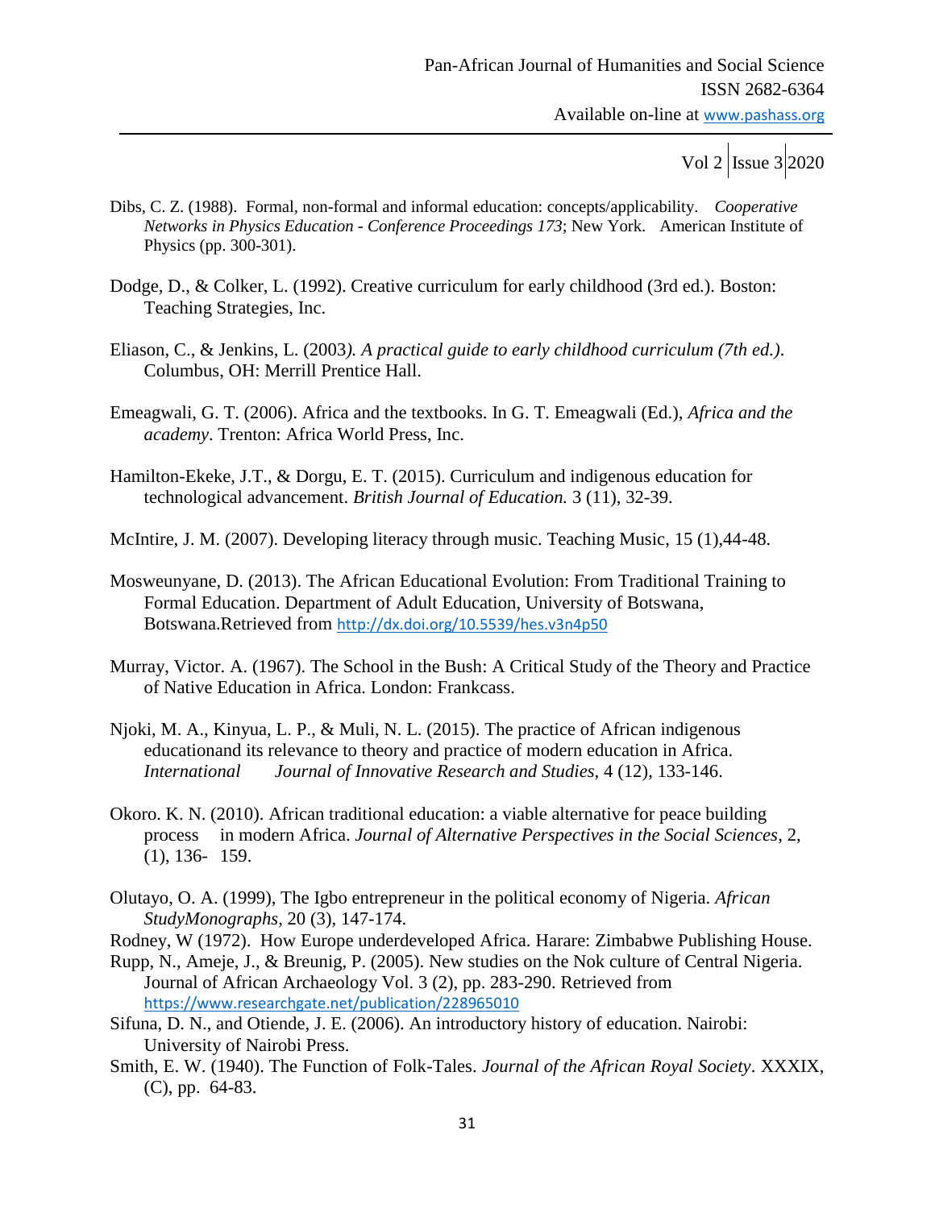Dibs, C. Z. (1988). Formal, non-formal and informal education: concepts/applicability. *Cooperative Networks in Physics Education - Conference Proceedings 173*; New York. American Institute of Physics (pp. 300-301).

Dodge, D., & Colker, L. (1992). Creative curriculum for early childhood (3rd ed.). Boston: Teaching Strategies, Inc.

Eliason, C., & Jenkins, L. (2003*). A practical guide to early childhood curriculum (7th ed.)*. Columbus, OH: Merrill Prentice Hall.

Emeagwali, G. T. (2006). Africa and the textbooks. In G. T. Emeagwali (Ed.), *Africa and the academy*. Trenton: Africa World Press, Inc.

Hamilton-Ekeke, J.T., & Dorgu, E. T. (2015). Curriculum and indigenous education for technological advancement. *British Journal of Education.* 3 (11), 32-39.

McIntire, J. M. (2007). Developing literacy through music. Teaching Music, 15 (1),44-48.

Mosweunyane, D. (2013). The African Educational Evolution: From Traditional Training to Formal Education. Department of Adult Education, University of Botswana, Botswana.Retrieved from http://dx.doi.org/10.5539/hes.v3n4p50

Murray, Victor. A. (1967). The School in the Bush: A Critical Study of the Theory and Practice of Native Education in Africa. London: Frankcass.

Njoki, M. A., Kinyua, L. P., & Muli, N. L. (2015). The practice of African indigenous educationand its relevance to theory and practice of modern education in Africa. *International Journal of Innovative Research and Studies*, 4 (12), 133-146.

Okoro. K. N. (2010). African traditional education: a viable alternative for peace building process in modern Africa. *Journal of Alternative Perspectives in the Social Sciences*, 2, (1), 136- 159.

Olutayo, O. A. (1999), The Igbo entrepreneur in the political economy of Nigeria. *African StudyMonographs*, 20 (3), 147-174.

Rodney, W (1972). How Europe underdeveloped Africa. Harare: Zimbabwe Publishing House.

Rupp, N., Ameje, J., & Breunig, P. (2005). New studies on the Nok culture of Central Nigeria. Journal of African Archaeology Vol. 3 (2), pp. 283-290. Retrieved from https://www.researchgate.net/publication/228965010

Sifuna, D. N., and Otiende, J. E. (2006). An introductory history of education. Nairobi: University of Nairobi Press.

Smith, E. W. (1940). The Function of Folk-Tales. *Journal of the African Royal Society*. XXXIX, (C), pp. 64-83.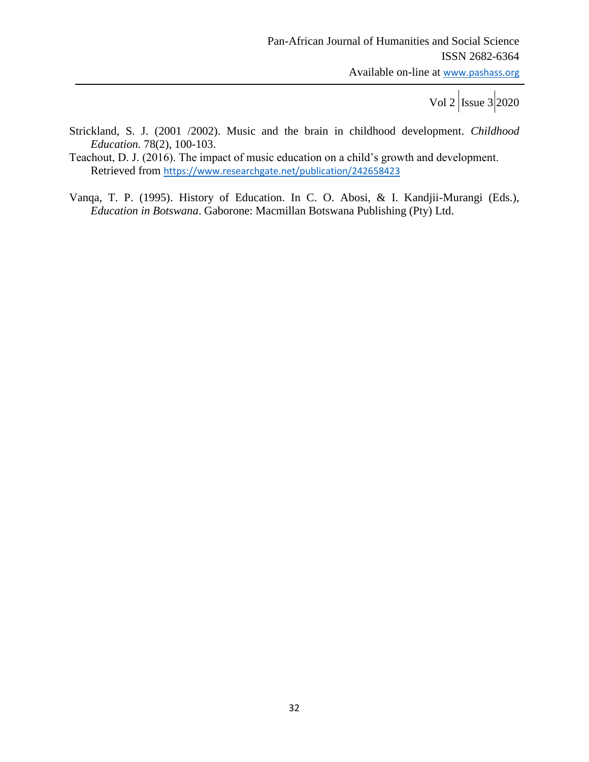Strickland, S. J. (2001 /2002). Music and the brain in childhood development. *Childhood Education.* 78(2), 100-103.

Teachout, D. J. (2016). The impact of music education on a child's growth and development. Retrieved from https://www.researchgate.net/publication/242658423

Vanqa, T. P. (1995). History of Education. In C. O. Abosi, & I. Kandjii-Murangi (Eds.), *Education in Botswana*. Gaborone: Macmillan Botswana Publishing (Pty) Ltd.